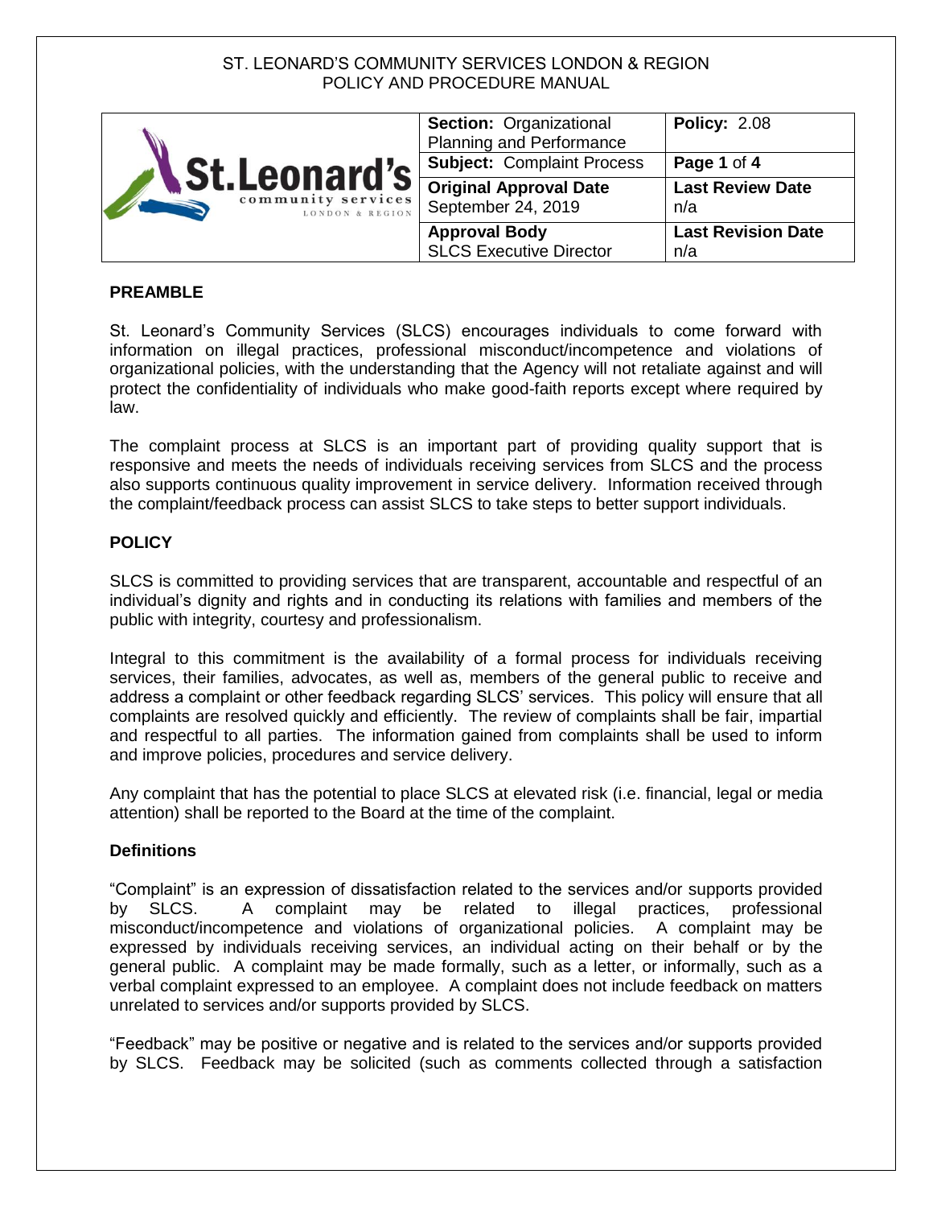ST. LEONARD'S COMMUNITY SERVICES LONDON & REGION
POLICY AND PROCEDURE MANUAL

| | | |
|---|---|---|
| St. Leonard's community services LONDON & REGION | **Section:** Organizational Planning and Performance | **Policy:** 2.08 |
| | **Subject:** Complaint Process | Page **1** of **4** |
| | **Original Approval Date** September 24, 2019 | **Last Review Date** n/a |
| | **Approval Body** SLCS Executive Director | **Last Revision Date** n/a |

## PREAMBLE

St. Leonard's Community Services (SLCS) encourages individuals to come forward with information on illegal practices, professional misconduct/incompetence and violations of organizational policies, with the understanding that the Agency will not retaliate against and will protect the confidentiality of individuals who make good-faith reports except where required by law.

The complaint process at SLCS is an important part of providing quality support that is responsive and meets the needs of individuals receiving services from SLCS and the process also supports continuous quality improvement in service delivery. Information received through the complaint/feedback process can assist SLCS to take steps to better support individuals.

## POLICY

SLCS is committed to providing services that are transparent, accountable and respectful of an individual's dignity and rights and in conducting its relations with families and members of the public with integrity, courtesy and professionalism.

Integral to this commitment is the availability of a formal process for individuals receiving services, their families, advocates, as well as, members of the general public to receive and address a complaint or other feedback regarding SLCS' services. This policy will ensure that all complaints are resolved quickly and efficiently. The review of complaints shall be fair, impartial and respectful to all parties. The information gained from complaints shall be used to inform and improve policies, procedures and service delivery.

Any complaint that has the potential to place SLCS at elevated risk (i.e. financial, legal or media attention) shall be reported to the Board at the time of the complaint.

### Definitions

"Complaint" is an expression of dissatisfaction related to the services and/or supports provided by SLCS. A complaint may be related to illegal practices, professional misconduct/incompetence and violations of organizational policies. A complaint may be expressed by individuals receiving services, an individual acting on their behalf or by the general public. A complaint may be made formally, such as a letter, or informally, such as a verbal complaint expressed to an employee. A complaint does not include feedback on matters unrelated to services and/or supports provided by SLCS.

"Feedback" may be positive or negative and is related to the services and/or supports provided by SLCS. Feedback may be solicited (such as comments collected through a satisfaction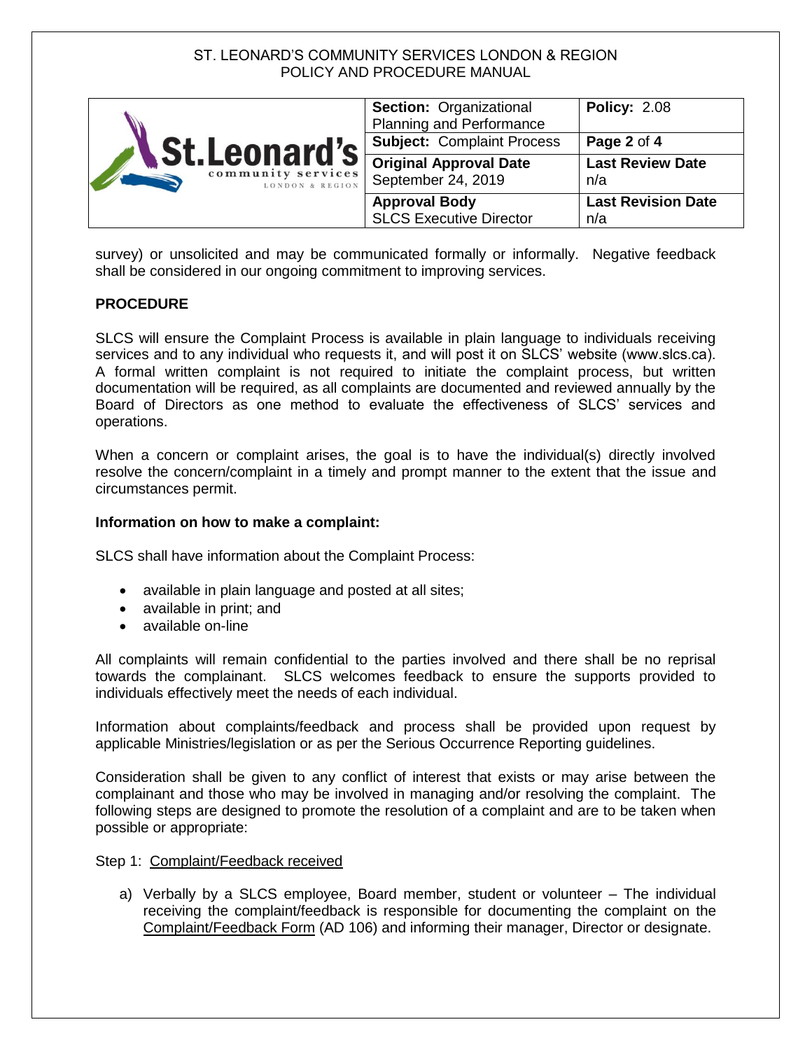survey) or unsolicited and may be communicated formally or informally. Negative feedback shall be considered in our ongoing commitment to improving services.

**PROCEDURE**

SLCS will ensure the Complaint Process is available in plain language to individuals receiving services and to any individual who requests it, and will post it on SLCS' website (www.slcs.ca). A formal written complaint is not required to initiate the complaint process, but written documentation will be required, as all complaints are documented and reviewed annually by the Board of Directors as one method to evaluate the effectiveness of SLCS' services and operations.

When a concern or complaint arises, the goal is to have the individual(s) directly involved resolve the concern/complaint in a timely and prompt manner to the extent that the issue and circumstances permit.

**Information on how to make a complaint:**

SLCS shall have information about the Complaint Process:

- available in plain language and posted at all sites;
- available in print; and
- available on-line

All complaints will remain confidential to the parties involved and there shall be no reprisal towards the complainant. SLCS welcomes feedback to ensure the supports provided to individuals effectively meet the needs of each individual.

Information about complaints/feedback and process shall be provided upon request by applicable Ministries/legislation or as per the Serious Occurrence Reporting guidelines.

Consideration shall be given to any conflict of interest that exists or may arise between the complainant and those who may be involved in managing and/or resolving the complaint. The following steps are designed to promote the resolution of a complaint and are to be taken when possible or appropriate:

Step 1: Complaint/Feedback received

a) Verbally by a SLCS employee, Board member, student or volunteer – The individual receiving the complaint/feedback is responsible for documenting the complaint on the Complaint/Feedback Form (AD 106) and informing their manager, Director or designate.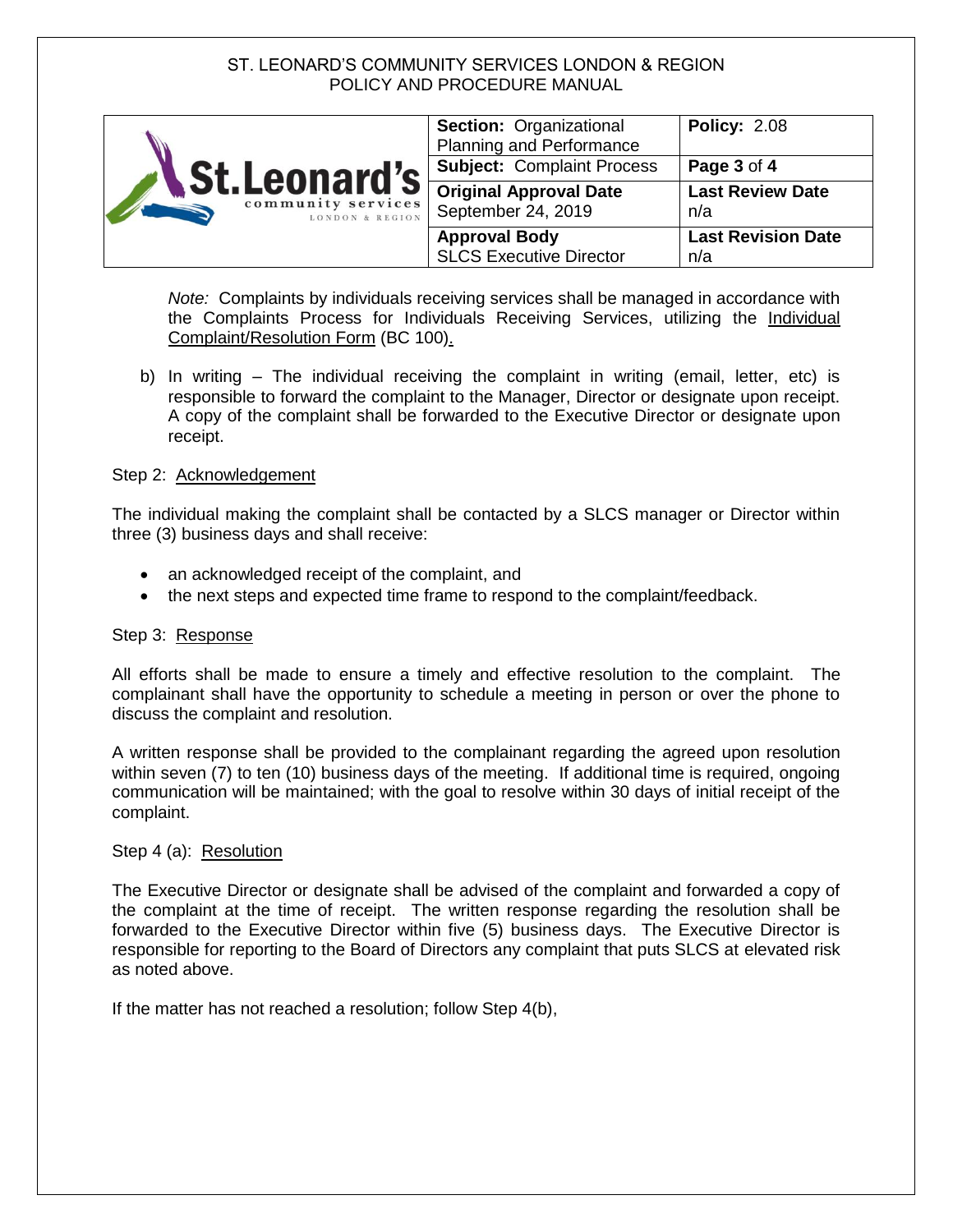*Note:* Complaints by individuals receiving services shall be managed in accordance with the Complaints Process for Individuals Receiving Services, utilizing the Individual Complaint/Resolution Form (BC 100).

b) In writing – The individual receiving the complaint in writing (email, letter, etc) is responsible to forward the complaint to the Manager, Director or designate upon receipt. A copy of the complaint shall be forwarded to the Executive Director or designate upon receipt.

Step 2: Acknowledgement

The individual making the complaint shall be contacted by a SLCS manager or Director within three (3) business days and shall receive:

- an acknowledged receipt of the complaint, and
- the next steps and expected time frame to respond to the complaint/feedback.

Step 3: Response

All efforts shall be made to ensure a timely and effective resolution to the complaint. The complainant shall have the opportunity to schedule a meeting in person or over the phone to discuss the complaint and resolution.

A written response shall be provided to the complainant regarding the agreed upon resolution within seven (7) to ten (10) business days of the meeting. If additional time is required, ongoing communication will be maintained; with the goal to resolve within 30 days of initial receipt of the complaint.

Step 4 (a): Resolution

The Executive Director or designate shall be advised of the complaint and forwarded a copy of the complaint at the time of receipt. The written response regarding the resolution shall be forwarded to the Executive Director within five (5) business days. The Executive Director is responsible for reporting to the Board of Directors any complaint that puts SLCS at elevated risk as noted above.

If the matter has not reached a resolution; follow Step 4(b),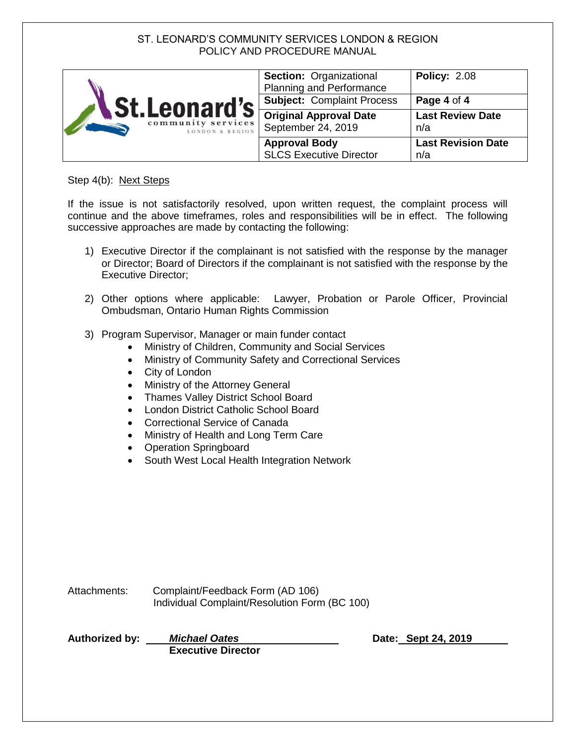Step 4(b): Next Steps

If the issue is not satisfactorily resolved, upon written request, the complaint process will continue and the above timeframes, roles and responsibilities will be in effect. The following successive approaches are made by contacting the following:

1) Executive Director if the complainant is not satisfied with the response by the manager or Director; Board of Directors if the complainant is not satisfied with the response by the Executive Director;

2) Other options where applicable: Lawyer, Probation or Parole Officer, Provincial Ombudsman, Ontario Human Rights Commission

3) Program Supervisor, Manager or main funder contact
    - Ministry of Children, Community and Social Services
    - Ministry of Community Safety and Correctional Services
    - City of London
    - Ministry of the Attorney General
    - Thames Valley District School Board
    - London District Catholic School Board
    - Correctional Service of Canada
    - Ministry of Health and Long Term Care
    - Operation Springboard
    - South West Local Health Integration Network

Attachments: Complaint/Feedback Form (AD 106)
Individual Complaint/Resolution Form (BC 100)

**Authorized by:** ***Michael Oates***
**Executive Director**

**Date: Sept 24, 2019**